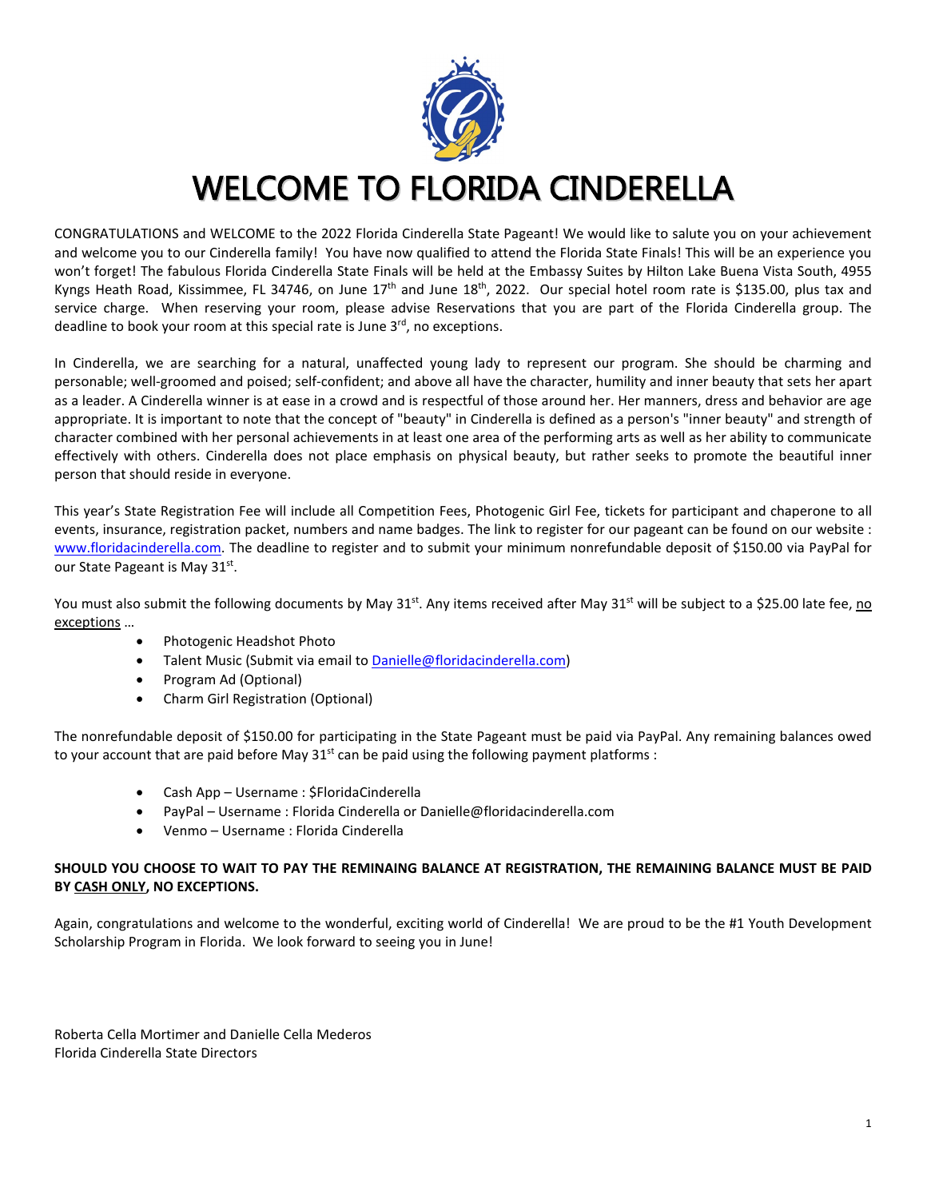# WELCOME TO FLORIDA CINDERELLA

CONGRATULATIONS and WELCOME to the 2022 Florida Cinderella State Pageant! We would like to salute you on your achievement and welcome you to our Cinderella family! You have now qualified to attend the Florida State Finals! This will be an experience you won't forget! The fabulous Florida Cinderella State Finals will be held at the Embassy Suites by Hilton Lake Buena Vista South, 4955 Kyngs Heath Road, Kissimmee, FL 34746, on June 17th and June 18th, 2022. Our special hotel room rate is $135.00, plus tax and service charge. When reserving your room, please advise Reservations that you are part of the Florida Cinderella group. The deadline to book your room at this special rate is June 3rd, no exceptions.

In Cinderella, we are searching for a natural, unaffected young lady to represent our program. She should be charming and personable; well-groomed and poised; self-confident; and above all have the character, humility and inner beauty that sets her apart as a leader. A Cinderella winner is at ease in a crowd and is respectful of those around her. Her manners, dress and behavior are age appropriate. It is important to note that the concept of "beauty" in Cinderella is defined as a person's "inner beauty" and strength of character combined with her personal achievements in at least one area of the performing arts as well as her ability to communicate effectively with others. Cinderella does not place emphasis on physical beauty, but rather seeks to promote the beautiful inner person that should reside in everyone.

This year's State Registration Fee will include all Competition Fees, Photogenic Girl Fee, tickets for participant and chaperone to all events, insurance, registration packet, numbers and name badges. The link to register for our pageant can be found on our website : www.floridacinderella.com. The deadline to register and to submit your minimum nonrefundable deposit of $150.00 via PayPal for our State Pageant is May 31st.

You must also submit the following documents by May 31st. Any items received after May 31st will be subject to a $25.00 late fee, no exceptions …

- Photogenic Headshot Photo
- Talent Music (Submit via email to Danielle@floridacinderella.com)
- Program Ad (Optional)
- Charm Girl Registration (Optional)

The nonrefundable deposit of $150.00 for participating in the State Pageant must be paid via PayPal. Any remaining balances owed to your account that are paid before May 31st can be paid using the following payment platforms :

- Cash App – Username : $FloridaCinderella
- PayPal – Username : Florida Cinderella or Danielle@floridacinderella.com
- Venmo – Username : Florida Cinderella

**SHOULD YOU CHOOSE TO WAIT TO PAY THE REMINAING BALANCE AT REGISTRATION, THE REMAINING BALANCE MUST BE PAID BY CASH ONLY, NO EXCEPTIONS.**

Again, congratulations and welcome to the wonderful, exciting world of Cinderella! We are proud to be the #1 Youth Development Scholarship Program in Florida. We look forward to seeing you in June!

Roberta Cella Mortimer and Danielle Cella Mederos
Florida Cinderella State Directors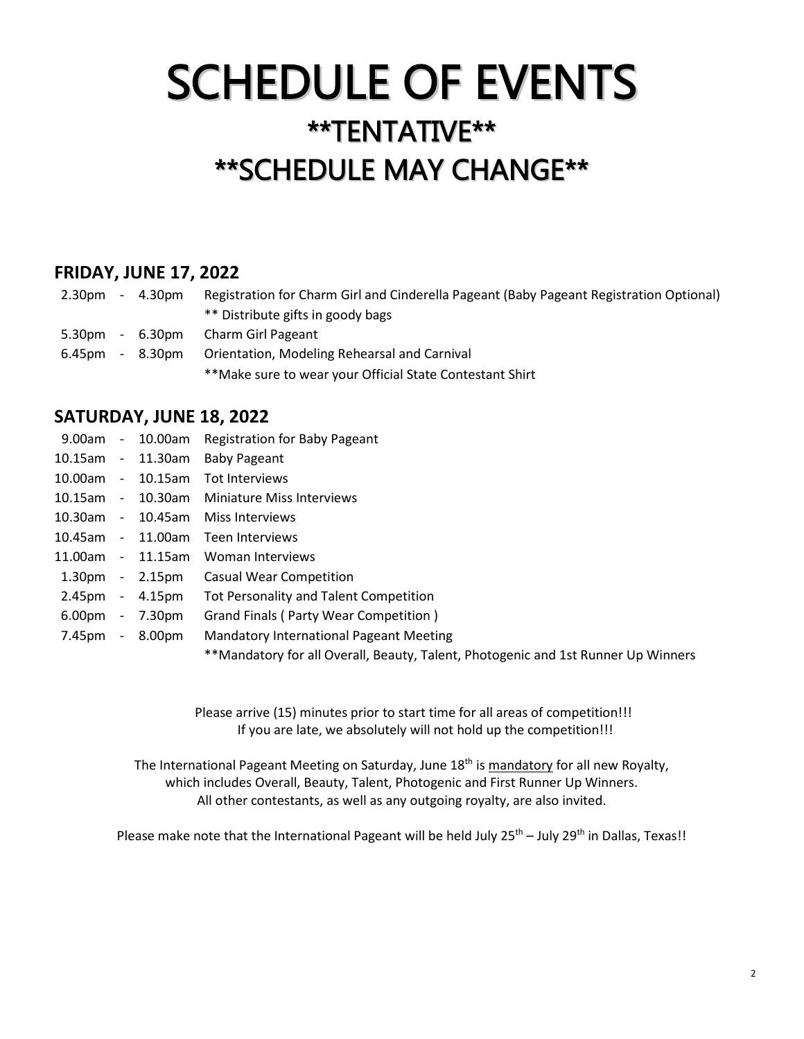# SCHEDULE OF EVENTS

## **TENTATIVE**

## **SCHEDULE MAY CHANGE**

### FRIDAY, JUNE 17, 2022

| | | |
|---|---|---|
| 2.30pm - 4.30pm | Registration for Charm Girl and Cinderella Pageant (Baby Pageant Registration Optional) ** Distribute gifts in goody bags |
| 5.30pm - 6.30pm | Charm Girl Pageant |
| 6.45pm - 8.30pm | Orientation, Modeling Rehearsal and Carnival **Make sure to wear your Official State Contestant Shirt |

### SATURDAY, JUNE 18, 2022

| | |
|---|---|
| 9.00am - 10.00am | Registration for Baby Pageant |
| 10.15am - 11.30am | Baby Pageant |
| 10.00am - 10.15am | Tot Interviews |
| 10.15am - 10.30am | Miniature Miss Interviews |
| 10.30am - 10.45am | Miss Interviews |
| 10.45am - 11.00am | Teen Interviews |
| 11.00am - 11.15am | Woman Interviews |
| 1.30pm - 2.15pm | Casual Wear Competition |
| 2.45pm - 4.15pm | Tot Personality and Talent Competition |
| 6.00pm - 7.30pm | Grand Finals ( Party Wear Competition ) |
| 7.45pm - 8.00pm | Mandatory International Pageant Meeting **Mandatory for all Overall, Beauty, Talent, Photogenic and 1st Runner Up Winners |

Please arrive (15) minutes prior to start time for all areas of competition!!!
If you are late, we absolutely will not hold up the competition!!!

The International Pageant Meeting on Saturday, June 18th is <u>mandatory</u> for all new Royalty, which includes Overall, Beauty, Talent, Photogenic and First Runner Up Winners. All other contestants, as well as any outgoing royalty, are also invited.

Please make note that the International Pageant will be held July 25th – July 29th in Dallas, Texas!!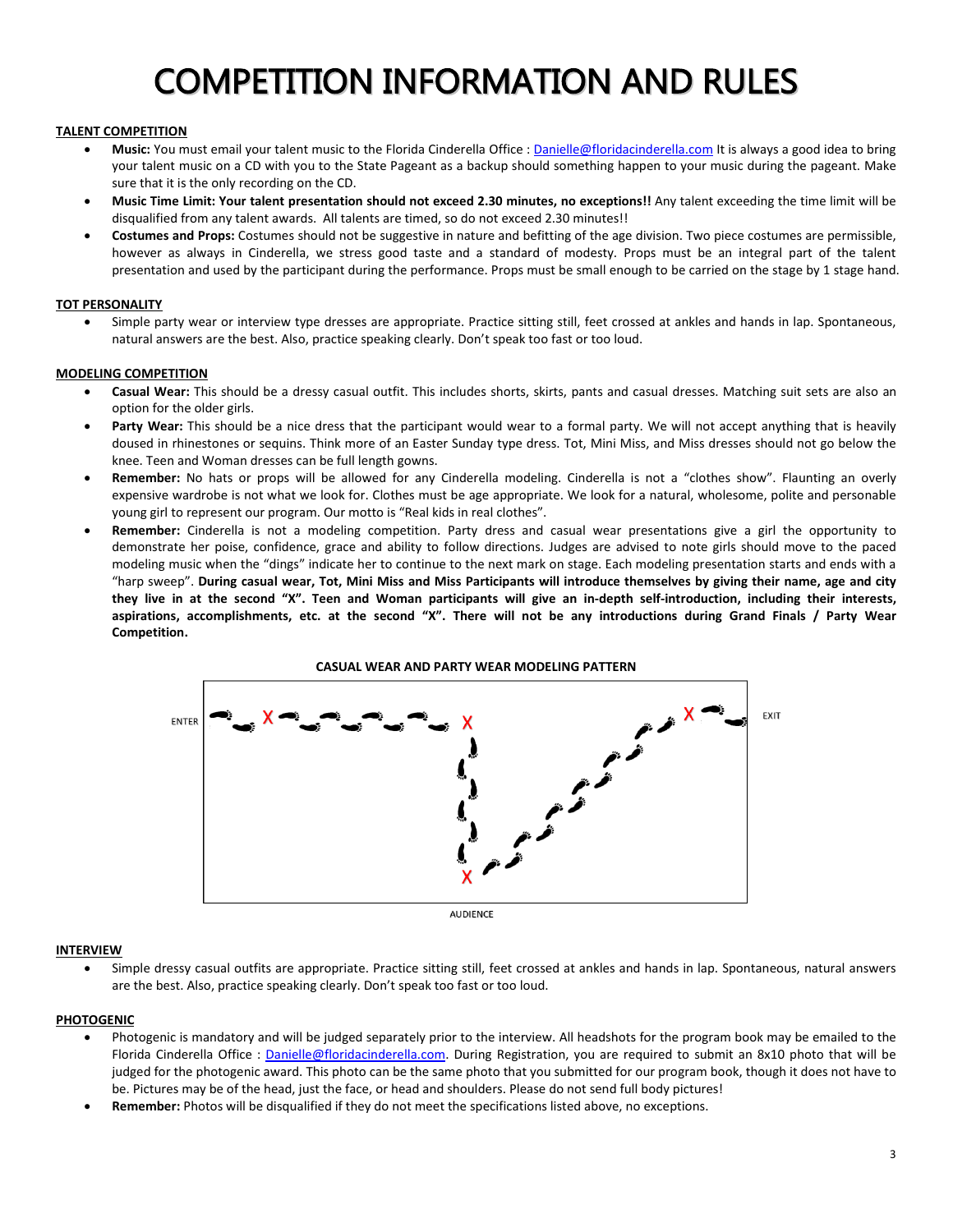# COMPETITION INFORMATION AND RULES

**TALENT COMPETITION**

- **Music:** You must email your talent music to the Florida Cinderella Office : Danielle@floridacinderella.com It is always a good idea to bring your talent music on a CD with you to the State Pageant as a backup should something happen to your music during the pageant. Make sure that it is the only recording on the CD.
- **Music Time Limit: Your talent presentation should not exceed 2.30 minutes, no exceptions!!** Any talent exceeding the time limit will be disqualified from any talent awards. All talents are timed, so do not exceed 2.30 minutes!!
- **Costumes and Props:** Costumes should not be suggestive in nature and befitting of the age division. Two piece costumes are permissible, however as always in Cinderella, we stress good taste and a standard of modesty. Props must be an integral part of the talent presentation and used by the participant during the performance. Props must be small enough to be carried on the stage by 1 stage hand.

**TOT PERSONALITY**

- Simple party wear or interview type dresses are appropriate. Practice sitting still, feet crossed at ankles and hands in lap. Spontaneous, natural answers are the best. Also, practice speaking clearly. Don't speak too fast or too loud.

**MODELING COMPETITION**

- **Casual Wear:** This should be a dressy casual outfit. This includes shorts, skirts, pants and casual dresses. Matching suit sets are also an option for the older girls.
- **Party Wear:** This should be a nice dress that the participant would wear to a formal party. We will not accept anything that is heavily doused in rhinestones or sequins. Think more of an Easter Sunday type dress. Tot, Mini Miss, and Miss dresses should not go below the knee. Teen and Woman dresses can be full length gowns.
- **Remember:** No hats or props will be allowed for any Cinderella modeling. Cinderella is not a "clothes show". Flaunting an overly expensive wardrobe is not what we look for. Clothes must be age appropriate. We look for a natural, wholesome, polite and personable young girl to represent our program. Our motto is "Real kids in real clothes".
- **Remember:** Cinderella is not a modeling competition. Party dress and casual wear presentations give a girl the opportunity to demonstrate her poise, confidence, grace and ability to follow directions. Judges are advised to note girls should move to the paced modeling music when the "dings" indicate her to continue to the next mark on stage. Each modeling presentation starts and ends with a "harp sweep". **During casual wear, Tot, Mini Miss and Miss Participants will introduce themselves by giving their name, age and city they live in at the second "X". Teen and Woman participants will give an in-depth self-introduction, including their interests, aspirations, accomplishments, etc. at the second "X". There will not be any introductions during Grand Finals / Party Wear Competition.**

**CASUAL WEAR AND PARTY WEAR MODELING PATTERN**

ENTER X X X X EXIT

AUDIENCE

**INTERVIEW**

- Simple dressy casual outfits are appropriate. Practice sitting still, feet crossed at ankles and hands in lap. Spontaneous, natural answers are the best. Also, practice speaking clearly. Don't speak too fast or too loud.

**PHOTOGENIC**

- Photogenic is mandatory and will be judged separately prior to the interview. All headshots for the program book may be emailed to the Florida Cinderella Office : Danielle@floridacinderella.com. During Registration, you are required to submit an 8x10 photo that will be judged for the photogenic award. This photo can be the same photo that you submitted for our program book, though it does not have to be. Pictures may be of the head, just the face, or head and shoulders. Please do not send full body pictures!
- **Remember:** Photos will be disqualified if they do not meet the specifications listed above, no exceptions.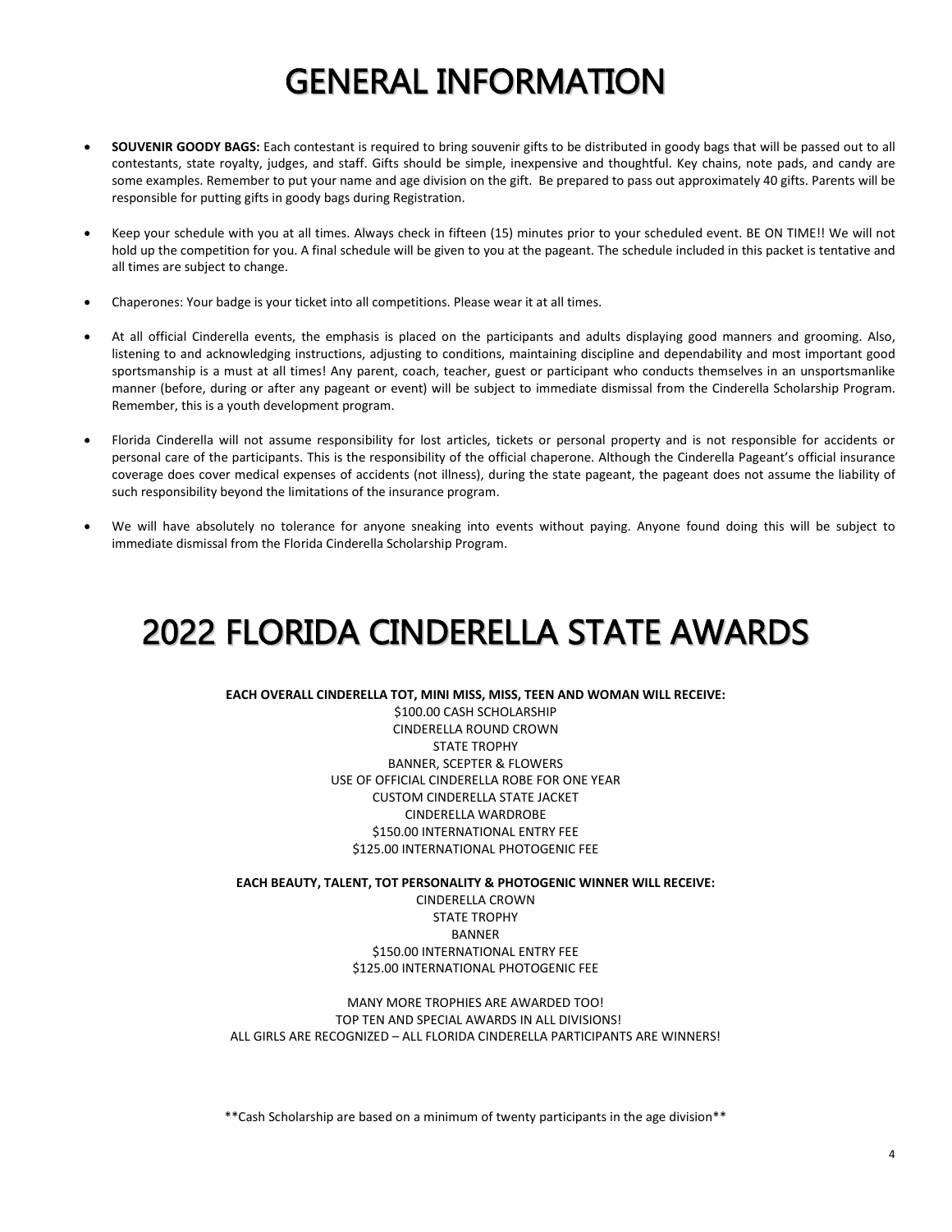# GENERAL INFORMATION

- **SOUVENIR GOODY BAGS:** Each contestant is required to bring souvenir gifts to be distributed in goody bags that will be passed out to all contestants, state royalty, judges, and staff. Gifts should be simple, inexpensive and thoughtful. Key chains, note pads, and candy are some examples. Remember to put your name and age division on the gift. Be prepared to pass out approximately 40 gifts. Parents will be responsible for putting gifts in goody bags during Registration.

- Keep your schedule with you at all times. Always check in fifteen (15) minutes prior to your scheduled event. BE ON TIME!! We will not hold up the competition for you. A final schedule will be given to you at the pageant. The schedule included in this packet is tentative and all times are subject to change.

- Chaperones: Your badge is your ticket into all competitions. Please wear it at all times.

- At all official Cinderella events, the emphasis is placed on the participants and adults displaying good manners and grooming. Also, listening to and acknowledging instructions, adjusting to conditions, maintaining discipline and dependability and most important good sportsmanship is a must at all times! Any parent, coach, teacher, guest or participant who conducts themselves in an unsportsmanlike manner (before, during or after any pageant or event) will be subject to immediate dismissal from the Cinderella Scholarship Program. Remember, this is a youth development program.

- Florida Cinderella will not assume responsibility for lost articles, tickets or personal property and is not responsible for accidents or personal care of the participants. This is the responsibility of the official chaperone. Although the Cinderella Pageant's official insurance coverage does cover medical expenses of accidents (not illness), during the state pageant, the pageant does not assume the liability of such responsibility beyond the limitations of the insurance program.

- We will have absolutely no tolerance for anyone sneaking into events without paying. Anyone found doing this will be subject to immediate dismissal from the Florida Cinderella Scholarship Program.

# 2022 FLORIDA CINDERELLA STATE AWARDS

**EACH OVERALL CINDERELLA TOT, MINI MISS, MISS, TEEN AND WOMAN WILL RECEIVE:**

$100.00 CASH SCHOLARSHIP
CINDERELLA ROUND CROWN
STATE TROPHY
BANNER, SCEPTER & FLOWERS
USE OF OFFICIAL CINDERELLA ROBE FOR ONE YEAR
CUSTOM CINDERELLA STATE JACKET
CINDERELLA WARDROBE
$150.00 INTERNATIONAL ENTRY FEE
$125.00 INTERNATIONAL PHOTOGENIC FEE

**EACH BEAUTY, TALENT, TOT PERSONALITY & PHOTOGENIC WINNER WILL RECEIVE:**

CINDERELLA CROWN
STATE TROPHY
BANNER
$150.00 INTERNATIONAL ENTRY FEE
$125.00 INTERNATIONAL PHOTOGENIC FEE

MANY MORE TROPHIES ARE AWARDED TOO!
TOP TEN AND SPECIAL AWARDS IN ALL DIVISIONS!
ALL GIRLS ARE RECOGNIZED – ALL FLORIDA CINDERELLA PARTICIPANTS ARE WINNERS!

\*\*Cash Scholarship are based on a minimum of twenty participants in the age division\*\*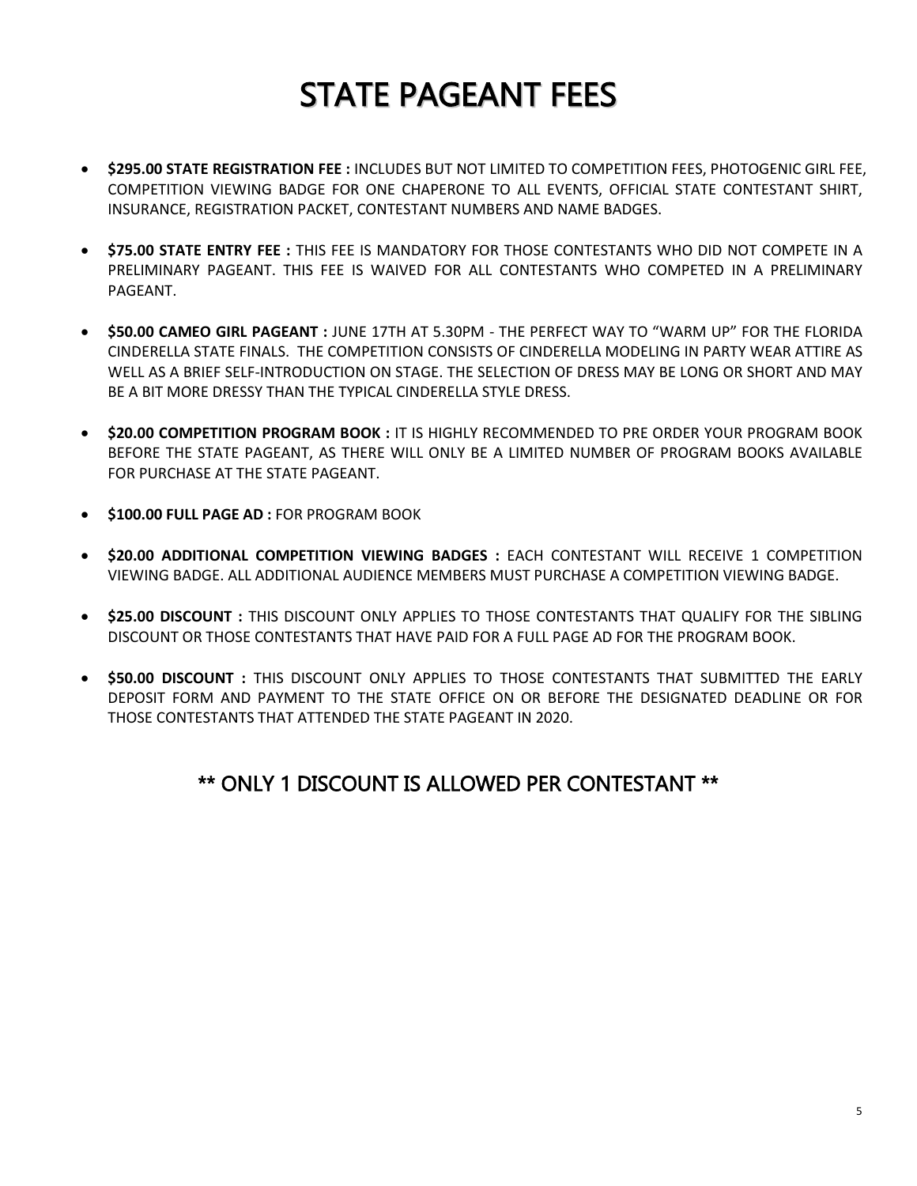# STATE PAGEANT FEES

- **$295.00 STATE REGISTRATION FEE :** INCLUDES BUT NOT LIMITED TO COMPETITION FEES, PHOTOGENIC GIRL FEE, COMPETITION VIEWING BADGE FOR ONE CHAPERONE TO ALL EVENTS, OFFICIAL STATE CONTESTANT SHIRT, INSURANCE, REGISTRATION PACKET, CONTESTANT NUMBERS AND NAME BADGES.

- **$75.00 STATE ENTRY FEE :** THIS FEE IS MANDATORY FOR THOSE CONTESTANTS WHO DID NOT COMPETE IN A PRELIMINARY PAGEANT. THIS FEE IS WAIVED FOR ALL CONTESTANTS WHO COMPETED IN A PRELIMINARY PAGEANT.

- **$50.00 CAMEO GIRL PAGEANT :** JUNE 17TH AT 5.30PM - THE PERFECT WAY TO "WARM UP" FOR THE FLORIDA CINDERELLA STATE FINALS. THE COMPETITION CONSISTS OF CINDERELLA MODELING IN PARTY WEAR ATTIRE AS WELL AS A BRIEF SELF-INTRODUCTION ON STAGE. THE SELECTION OF DRESS MAY BE LONG OR SHORT AND MAY BE A BIT MORE DRESSY THAN THE TYPICAL CINDERELLA STYLE DRESS.

- **$20.00 COMPETITION PROGRAM BOOK :** IT IS HIGHLY RECOMMENDED TO PRE ORDER YOUR PROGRAM BOOK BEFORE THE STATE PAGEANT, AS THERE WILL ONLY BE A LIMITED NUMBER OF PROGRAM BOOKS AVAILABLE FOR PURCHASE AT THE STATE PAGEANT.

- **$100.00 FULL PAGE AD :** FOR PROGRAM BOOK

- **$20.00 ADDITIONAL COMPETITION VIEWING BADGES :** EACH CONTESTANT WILL RECEIVE 1 COMPETITION VIEWING BADGE. ALL ADDITIONAL AUDIENCE MEMBERS MUST PURCHASE A COMPETITION VIEWING BADGE.

- **$25.00 DISCOUNT :** THIS DISCOUNT ONLY APPLIES TO THOSE CONTESTANTS THAT QUALIFY FOR THE SIBLING DISCOUNT OR THOSE CONTESTANTS THAT HAVE PAID FOR A FULL PAGE AD FOR THE PROGRAM BOOK.

- **$50.00 DISCOUNT :** THIS DISCOUNT ONLY APPLIES TO THOSE CONTESTANTS THAT SUBMITTED THE EARLY DEPOSIT FORM AND PAYMENT TO THE STATE OFFICE ON OR BEFORE THE DESIGNATED DEADLINE OR FOR THOSE CONTESTANTS THAT ATTENDED THE STATE PAGEANT IN 2020.

## ** ONLY 1 DISCOUNT IS ALLOWED PER CONTESTANT **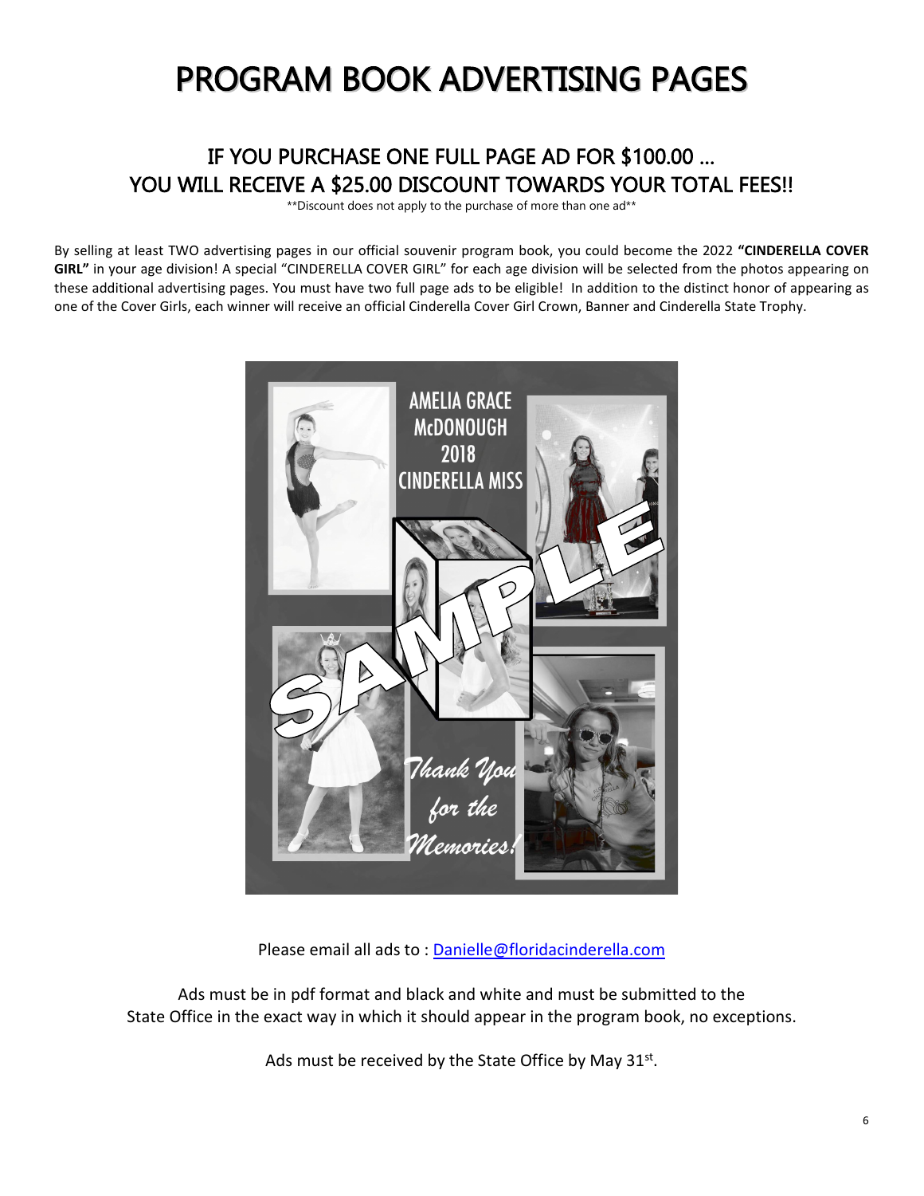# PROGRAM BOOK ADVERTISING PAGES

## IF YOU PURCHASE ONE FULL PAGE AD FOR $100.00 … YOU WILL RECEIVE A $25.00 DISCOUNT TOWARDS YOUR TOTAL FEES!!

**Discount does not apply to the purchase of more than one ad**

By selling at least TWO advertising pages in our official souvenir program book, you could become the 2022 **"CINDERELLA COVER GIRL"** in your age division! A special "CINDERELLA COVER GIRL" for each age division will be selected from the photos appearing on these additional advertising pages. You must have two full page ads to be eligible! In addition to the distinct honor of appearing as one of the Cover Girls, each winner will receive an official Cinderella Cover Girl Crown, Banner and Cinderella State Trophy.

Please email all ads to : Danielle@floridacinderella.com

Ads must be in pdf format and black and white and must be submitted to the State Office in the exact way in which it should appear in the program book, no exceptions.

Ads must be received by the State Office by May 31st.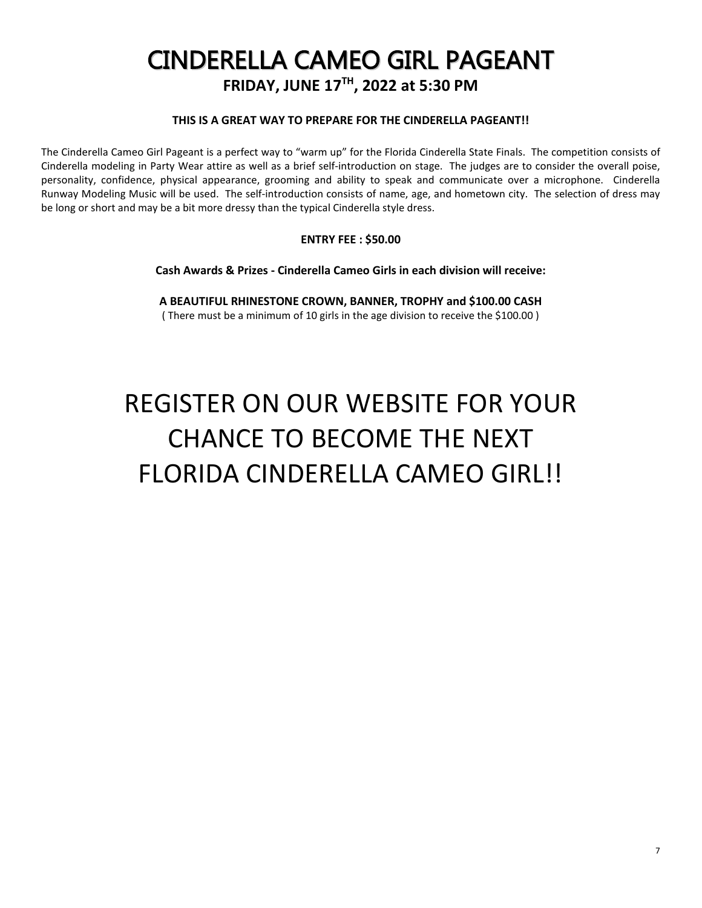# CINDERELLA CAMEO GIRL PAGEANT

## FRIDAY, JUNE 17TH, 2022 at 5:30 PM

**THIS IS A GREAT WAY TO PREPARE FOR THE CINDERELLA PAGEANT!!**

The Cinderella Cameo Girl Pageant is a perfect way to "warm up" for the Florida Cinderella State Finals. The competition consists of Cinderella modeling in Party Wear attire as well as a brief self-introduction on stage. The judges are to consider the overall poise, personality, confidence, physical appearance, grooming and ability to speak and communicate over a microphone. Cinderella Runway Modeling Music will be used. The self-introduction consists of name, age, and hometown city. The selection of dress may be long or short and may be a bit more dressy than the typical Cinderella style dress.

**ENTRY FEE : $50.00**

**Cash Awards & Prizes - Cinderella Cameo Girls in each division will receive:**

**A BEAUTIFUL RHINESTONE CROWN, BANNER, TROPHY and $100.00 CASH**
( There must be a minimum of 10 girls in the age division to receive the $100.00 )

# REGISTER ON OUR WEBSITE FOR YOUR CHANCE TO BECOME THE NEXT FLORIDA CINDERELLA CAMEO GIRL!!